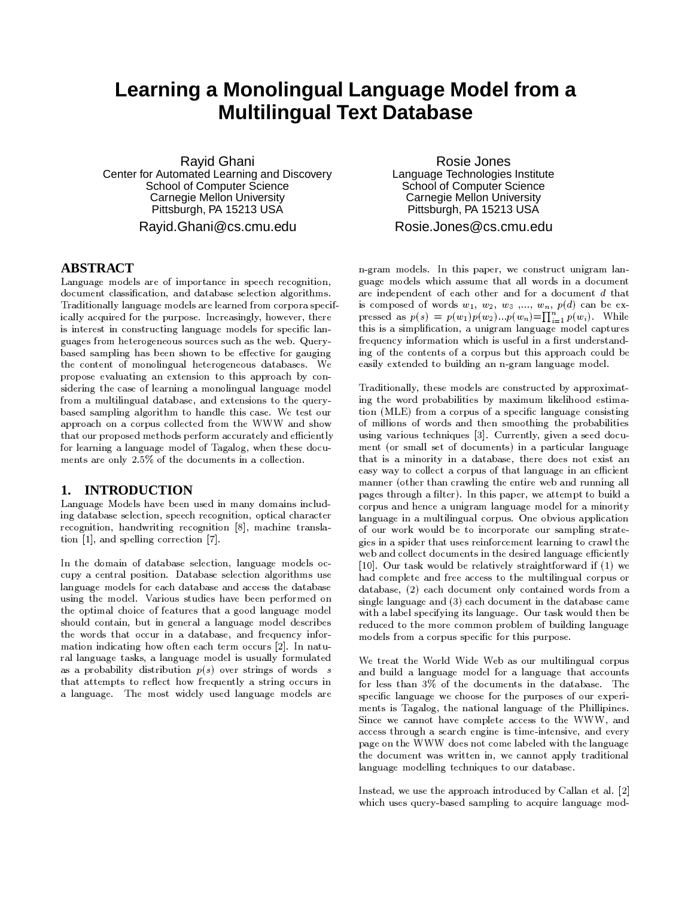# Learning a Monolingual Language Model from a Multilingual Text Database

Rayid Ghani
Center for Automated Learning and Discovery
School of Computer Science
Carnegie Mellon University
Pittsburgh, PA 15213 USA
Rayid.Ghani@cs.cmu.edu

Rosie Jones
Language Technologies Institute
School of Computer Science
Carnegie Mellon University
Pittsburgh, PA 15213 USA
Rosie.Jones@cs.cmu.edu

## ABSTRACT

Language models are of importance in speech recognition, document classification, and database selection algorithms. Traditionally language models are learned from corpora specifically acquired for the purpose. Increasingly, however, there is interest in constructing language models for specific languages from heterogeneous sources such as the web. Query-based sampling has been shown to be effective for gauging the content of monolingual heterogeneous databases. We propose evaluating an extension to this approach by considering the case of learning a monolingual language model from a multilingual database, and extensions to the query-based sampling algorithm to handle this case. We test our approach on a corpus collected from the WWW and show that our proposed methods perform accurately and efficiently for learning a language model of Tagalog, when these documents are only 2.5% of the documents in a collection.

## 1. INTRODUCTION

Language Models have been used in many domains including database selection, speech recognition, optical character recognition, handwriting recognition [8], machine translation [1], and spelling correction [7].

In the domain of database selection, language models occupy a central position. Database selection algorithms use language models for each database and access the database using the model. Various studies have been performed on the optimal choice of features that a good language model should contain, but in general a language model describes the words that occur in a database, and frequency information indicating how often each term occurs [2]. In natural language tasks, a language model is usually formulated as a probability distribution $p(s)$ over strings of words $s$ that attempts to reflect how frequently a string occurs in a language. The most widely used language models are n-gram models. In this paper, we construct unigram language models which assume that all words in a document are independent of each other and for a document $d$ that is composed of words $w_1$, $w_2$, $w_3$ ,..., $w_n$, $p(d)$ can be expressed as $p(s) = p(w_1)p(w_2)...p(w_n)=\prod_{i=1}^{n} p(w_i)$. While this is a simplification, a unigram language model captures frequency information which is useful in a first understanding of the contents of a corpus but this approach could be easily extended to building an n-gram language model.

Traditionally, these models are constructed by approximating the word probabilities by maximum likelihood estimation (MLE) from a corpus of a specific language consisting of millions of words and then smoothing the probabilities using various techniques [3]. Currently, given a seed document (or small set of documents) in a particular language that is a minority in a database, there does not exist an easy way to collect a corpus of that language in an efficient manner (other than crawling the entire web and running all pages through a filter). In this paper, we attempt to build a corpus and hence a unigram language model for a minority language in a multilingual corpus. One obvious application of our work would be to incorporate our sampling strategies in a spider that uses reinforcement learning to crawl the web and collect documents in the desired language efficiently [10]. Our task would be relatively straightforward if (1) we had complete and free access to the multilingual corpus or database, (2) each document only contained words from a single language and (3) each document in the database came with a label specifying its language. Our task would then be reduced to the more common problem of building language models from a corpus specific for this purpose.

We treat the World Wide Web as our multilingual corpus and build a language model for a language that accounts for less than 3% of the documents in the database. The specific language we choose for the purposes of our experiments is Tagalog, the national language of the Phillipines. Since we cannot have complete access to the WWW, and access through a search engine is time-intensive, and every page on the WWW does not come labeled with the language the document was written in, we cannot apply traditional language modelling techniques to our database.

Instead, we use the approach introduced by Callan et al. [2] which uses query-based sampling to acquire language mod-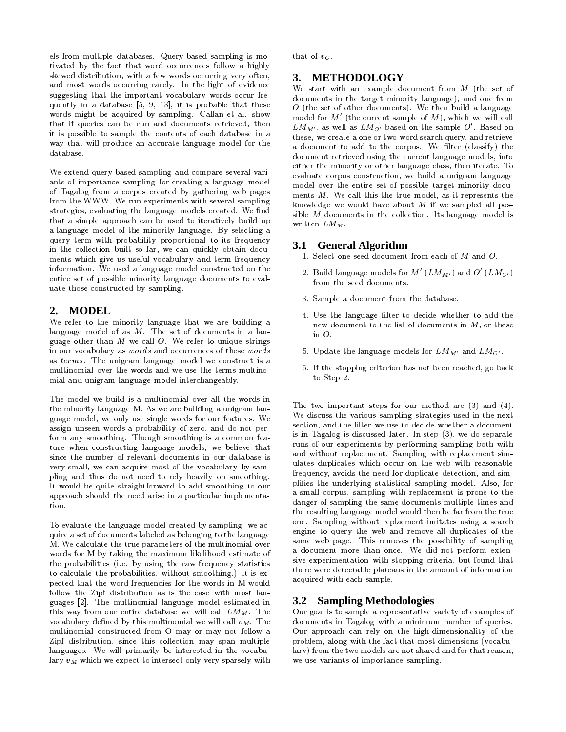els from multiple databases. Query-based sampling is motivated by the fact that word occurrences follow a highly skewed distribution, with a few words occurring very often, and most words occurring rarely. In the light of evidence suggesting that the important vocabulary words occur frequently in a database [5, 9, 13], it is probable that these words might be acquired by sampling. Callan et al. show that if queries can be run and documents retrieved, then it is possible to sample the contents of each database in a way that will produce an accurate language model for the database.

We extend query-based sampling and compare several variants of importance sampling for creating a language model of Tagalog from a corpus created by gathering web pages from the WWW. We run experiments with several sampling strategies, evaluating the language models created. We find that a simple approach can be used to iteratively build up a language model of the minority language. By selecting a query term with probability proportional to its frequency in the collection built so far, we can quickly obtain documents which give us useful vocabulary and term frequency information. We used a language model constructed on the entire set of possible minority language documents to evaluate those constructed by sampling.

## 2. MODEL

We refer to the minority language that we are building a language model of as $M$. The set of documents in a language other than $M$ we call $O$. We refer to unique strings in our vocabulary as *words* and occurrences of these *words* as *terms*. The unigram language model we construct is a multinomial over the words and we use the terms multinomial and unigram language model interchangeably.

The model we build is a multinomial over all the words in the minority language M. As we are building a unigram language model, we only use single words for our features. We assign unseen words a probability of zero, and do not perform any smoothing. Though smoothing is a common feature when constructing language models, we believe that since the number of relevant documents in our database is very small, we can acquire most of the vocabulary by sampling and thus do not need to rely heavily on smoothing. It would be quite straightforward to add smoothing to our approach should the need arise in a particular implementation.

To evaluate the language model created by sampling, we acquire a set of documents labeled as belonging to the language M. We calculate the true parameters of the multinomial over words for M by taking the maximum likelihood estimate of the probabilities (i.e. by using the raw frequency statistics to calculate the probabilities, without smoothing.) It is expected that the word frequencies for the words in M would follow the Zipf distribution as is the case with most languages [2]. The multinomial language model estimated in this way from our entire database we will call $LM_M$. The vocabulary defined by this multinomial we will call $v_M$. The multinomial constructed from O may or may not follow a Zipf distribution, since this collection may span multiple languages. We will primarily be interested in the vocabulary $v_M$ which we expect to intersect only very sparsely with that of $v_O$.

## 3. METHODOLOGY

We start with an example document from $M$ (the set of documents in the target minority language), and one from $O$ (the set of other documents). We then build a language model for $M'$ (the current sample of $M$), which we will call $LM_{M'}$, as well as $LM_{O'}$ based on the sample $O'$. Based on these, we create a one or two-word search query, and retrieve a document to add to the corpus. We filter (classify) the document retrieved using the current language models, into either the minority or other language class, then iterate. To evaluate corpus construction, we build a unigram language model over the entire set of possible target minority documents $M$. We call this the true model, as it represents the knowledge we would have about $M$ if we sampled all possible $M$ documents in the collection. Its language model is written $LM_M$.

### 3.1 General Algorithm

1. Select one seed document from each of $M$ and $O$.
2. Build language models for $M'$ ($LM_{M'}$) and $O'$ ($LM_{O'}$) from the seed documents.
3. Sample a document from the database.
4. Use the language filter to decide whether to add the new document to the list of documents in $M$, or those in $O$.
5. Update the language models for $LM_{M'}$ and $LM_{O'}$.
6. If the stopping criterion has not been reached, go back to Step 2.

The two important steps for our method are (3) and (4). We discuss the various sampling strategies used in the next section, and the filter we use to decide whether a document is in Tagalog is discussed later. In step (3), we do separate runs of our experiments by performing sampling both with and without replacement. Sampling with replacement simulates duplicates which occur on the web with reasonable frequency, avoids the need for duplicate detection, and simplifies the underlying statistical sampling model. Also, for a small corpus, sampling with replacement is prone to the danger of sampling the same documents multiple times and the resulting language model would then be far from the true one. Sampling without replacment imitates using a search engine to query the web and remove all duplicates of the same web page. This removes the possibility of sampling a document more than once. We did not perform extensive experimentation with stopping criteria, but found that there were detectable plateaus in the amount of information acquired with each sample.

### 3.2 Sampling Methodologies

Our goal is to sample a representative variety of examples of documents in Tagalog with a minimum number of queries. Our approach can rely on the high-dimensionality of the problem, along with the fact that most dimensions (vocabulary) from the two models are not shared and for that reason, we use variants of importance sampling.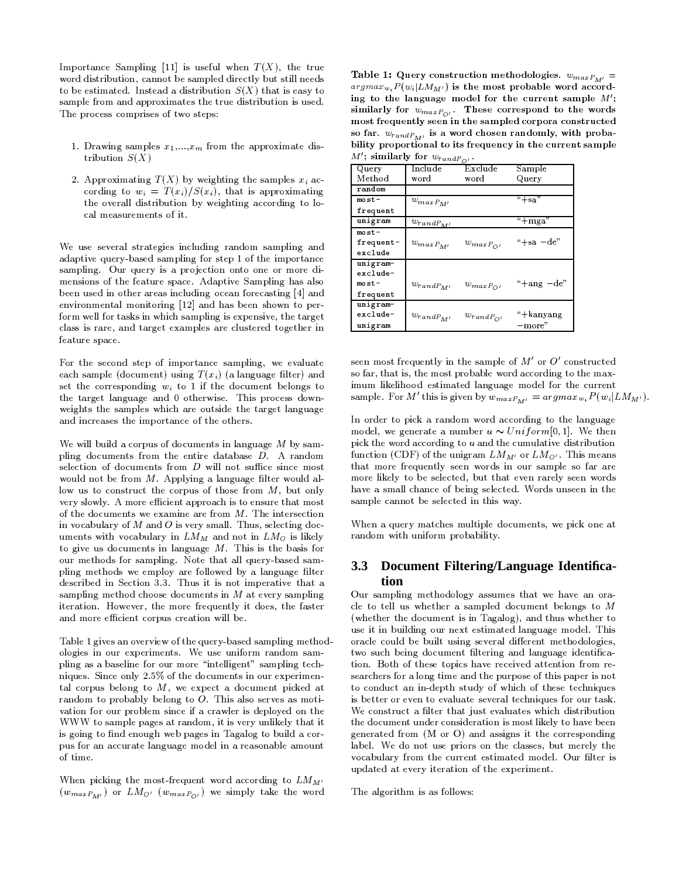Importance Sampling [11] is useful when $T(X)$, the true word distribution, cannot be sampled directly but still needs to be estimated. Instead a distribution $S(X)$ that is easy to sample from and approximates the true distribution is used. The process comprises of two steps:

1. Drawing samples $x_1,...,x_m$ from the approximate distribution $S(X)$
2. Approximating $T(X)$ by weighting the samples $x_i$ according to $w_i = T(x_i)/S(x_i)$, that is approximating the overall distribution by weighting according to local measurements of it.

We use several strategies including random sampling and adaptive query-based sampling for step 1 of the importance sampling. Our query is a projection onto one or more dimensions of the feature space. Adaptive Sampling has also been used in other areas including ocean forecasting [4] and environmental monitoring [12] and has been shown to perform well for tasks in which sampling is expensive, the target class is rare, and target examples are clustered together in feature space.

For the second step of importance sampling, we evaluate each sample (document) using $T(x_i)$ (a language filter) and set the corresponding $w_i$ to 1 if the document belongs to the target language and 0 otherwise. This process downweights the samples which are outside the target language and increases the importance of the others.

We will build a corpus of documents in language $M$ by sampling documents from the entire database $D$. A random selection of documents from $D$ will not suffice since most would not be from $M$. Applying a language filter would allow us to construct the corpus of those from $M$, but only very slowly. A more efficient approach is to ensure that most of the documents we examine are from $M$. The intersection in vocabulary of $M$ and $O$ is very small. Thus, selecting documents with vocabulary in $LM_M$ and not in $LM_O$ is likely to give us documents in language $M$. This is the basis for our methods for sampling. Note that all query-based sampling methods we employ are followed by a language filter described in Section 3.3. Thus it is not imperative that a sampling method choose documents in $M$ at every sampling iteration. However, the more frequently it does, the faster and more efficient corpus creation will be.

Table 1 gives an overview of the query-based sampling methodologies in our experiments. We use uniform random sampling as a baseline for our more "intelligent" sampling techniques. Since only 2.5% of the documents in our experimental corpus belong to $M$, we expect a document picked at random to probably belong to $O$. This also serves as motivation for our problem since if a crawler is deployed on the WWW to sample pages at random, it is very unlikely that it is going to find enough web pages in Tagalog to build a corpus for an accurate language model in a reasonable amount of time.

When picking the most-frequent word according to $LM_{M'}$ ($w_{maxP_{M'}}$) or $LM_{O'}$ ($w_{maxP_{O'}}$) we simply take the word seen most frequently in the sample of $M'$ or $O'$ constructed so far, that is, the most probable word according to the maximum likelihood estimated language model for the current sample. For $M'$ this is given by $w_{maxP_{M'}} = argmax_{w_i} P(w_i|LM_{M'})$.

**Table 1: Query construction methodologies. $w_{maxP_{M'}} = argmax_{w_i} P(w_i|LM_{M'})$ is the most probable word according to the language model for the current sample $M'$; similarly for $w_{maxP_{O'}}$. These correspond to the words most frequently seen in the sampled corpora constructed so far. $w_{randP_{M'}}$ is a word chosen randomly, with probability proportional to its frequency in the current sample $M'$; similarly for $w_{randP_{O'}}$.**

| Query Method | Include word | Exclude word | Sample Query |
|---|---|---|---|
| random | | | |
| most-frequent | $w_{maxP_{M'}}$ | | "+sa" |
| unigram | $w_{randP_{M'}}$ | | "+mga" |
| most-frequent-exclude | $w_{maxP_{M'}}$ | $w_{maxP_{O'}}$ | "+sa −de" |
| unigram-exclude-most-frequent | $w_{randP_{M'}}$ | $w_{maxP_{O'}}$ | "+ang −de" |
| unigram-exclude-unigram | $w_{randP_{M'}}$ | $w_{randP_{O'}}$ | "+kanyang −more" |

In order to pick a random word according to the language model, we generate a number $u \sim Uniform[0,1]$. We then pick the word according to $u$ and the cumulative distribution function (CDF) of the unigram $LM_{M'}$ or $LM_{O'}$. This means that more frequently seen words in our sample so far are more likely to be selected, but that even rarely seen words have a small chance of being selected. Words unseen in the sample cannot be selected in this way.

When a query matches multiple documents, we pick one at random with uniform probability.

## 3.3 Document Filtering/Language Identification

Our sampling methodology assumes that we have an oracle to tell us whether a sampled document belongs to $M$ (whether the document is in Tagalog), and thus whether to use it in building our next estimated language model. This oracle could be built using several different methodologies, two such being document filtering and language identification. Both of these topics have received attention from researchers for a long time and the purpose of this paper is not to conduct an in-depth study of which of these techniques is better or even to evaluate several techniques for our task. We construct a filter that just evaluates which distribution the document under consideration is most likely to have been generated from (M or O) and assigns it the corresponding label. We do not use priors on the classes, but merely the vocabulary from the current estimated model. Our filter is updated at every iteration of the experiment.

The algorithm is as follows: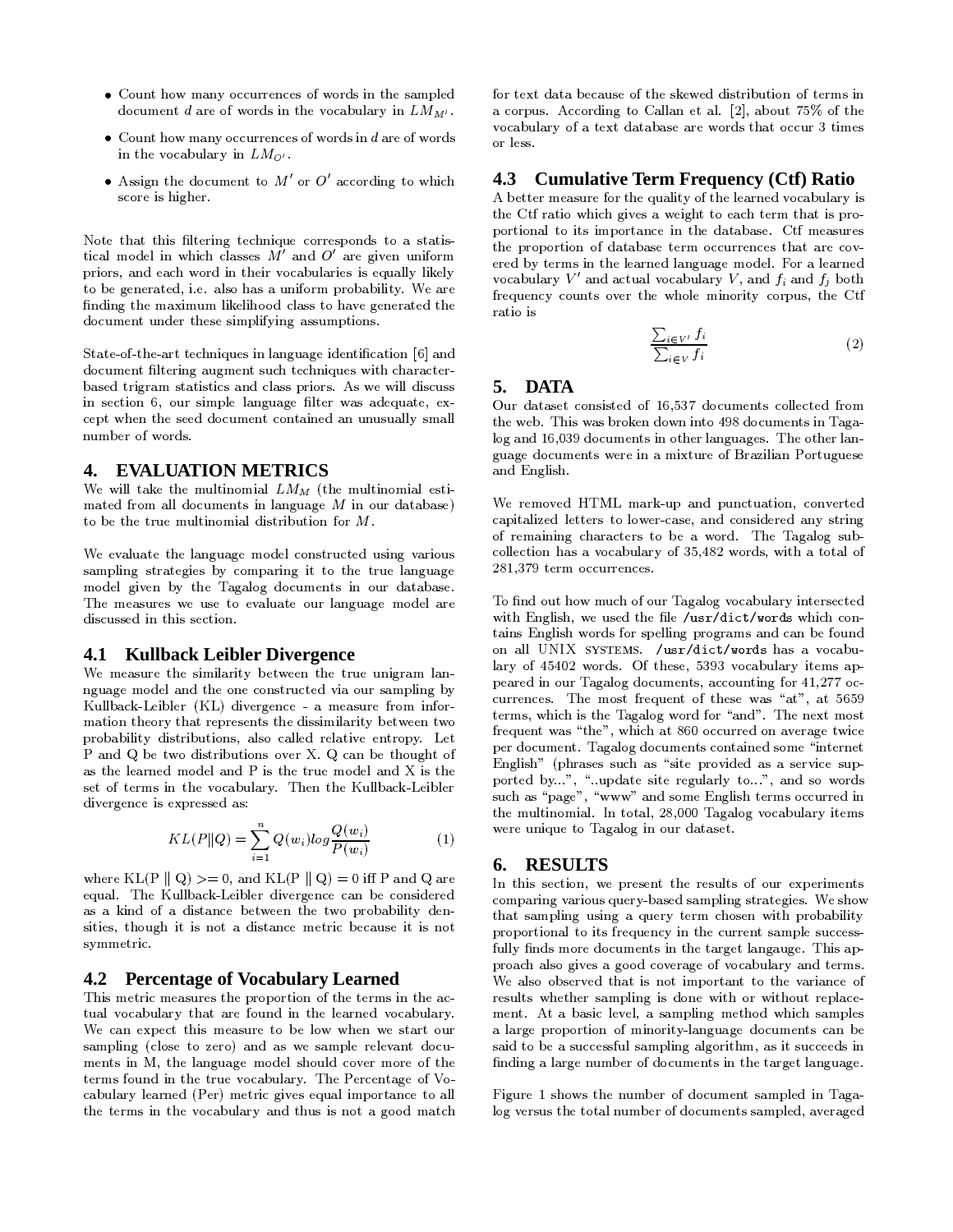- Count how many occurrences of words in the sampled document $d$ are of words in the vocabulary in $LM_{M'}$.
- Count how many occurrences of words in $d$ are of words in the vocabulary in $LM_{O'}$.
- Assign the document to $M'$ or $O'$ according to which score is higher.

Note that this filtering technique corresponds to a statistical model in which classes $M'$ and $O'$ are given uniform priors, and each word in their vocabularies is equally likely to be generated, i.e. also has a uniform probability. We are finding the maximum likelihood class to have generated the document under these simplifying assumptions.

State-of-the-art techniques in language identification [6] and document filtering augment such techniques with character-based trigram statistics and class priors. As we will discuss in section 6, our simple language filter was adequate, except when the seed document contained an unusually small number of words.

## 4. EVALUATION METRICS

We will take the multinomial $LM_M$ (the multinomial estimated from all documents in language $M$ in our database) to be the true multinomial distribution for $M$.

We evaluate the language model constructed using various sampling strategies by comparing it to the true language model given by the Tagalog documents in our database. The measures we use to evaluate our language model are discussed in this section.

### 4.1 Kullback Leibler Divergence

We measure the similarity between the true unigram language model and the one constructed via our sampling by Kullback-Leibler (KL) divergence - a measure from information theory that represents the dissimilarity between two probability distributions, also called relative entropy. Let P and Q be two distributions over X. Q can be thought of as the learned model and P is the true model and X is the set of terms in the vocabulary. Then the Kullback-Leibler divergence is expressed as:

$$KL(P\|Q) = \sum_{i=1}^{n} Q(w_i) log \frac{Q(w_i)}{P(w_i)} \quad (1)$$

where KL(P $\|$ Q) >= 0, and KL(P $\|$ Q) = 0 iff P and Q are equal. The Kullback-Leibler divergence can be considered as a kind of a distance between the two probability densities, though it is not a distance metric because it is not symmetric.

### 4.2 Percentage of Vocabulary Learned

This metric measures the proportion of the terms in the actual vocabulary that are found in the learned vocabulary. We can expect this measure to be low when we start our sampling (close to zero) and as we sample relevant documents in M, the language model should cover more of the terms found in the true vocabulary. The Percentage of Vocabulary learned (Per) metric gives equal importance to all the terms in the vocabulary and thus is not a good match for text data because of the skewed distribution of terms in a corpus. According to Callan et al. [2], about 75% of the vocabulary of a text database are words that occur 3 times or less.

### 4.3 Cumulative Term Frequency (Ctf) Ratio

A better measure for the quality of the learned vocabulary is the Ctf ratio which gives a weight to each term that is proportional to its importance in the database. Ctf measures the proportion of database term occurrences that are covered by terms in the learned language model. For a learned vocabulary $V'$ and actual vocabulary $V$, and $f_i$ and $f_j$ both frequency counts over the whole minority corpus, the Ctf ratio is

$$\frac{\sum_{i \in V'} f_i}{\sum_{i \in V} f_i} \quad (2)$$

## 5. DATA

Our dataset consisted of 16,537 documents collected from the web. This was broken down into 498 documents in Tagalog and 16,039 documents in other languages. The other language documents were in a mixture of Brazilian Portuguese and English.

We removed HTML mark-up and punctuation, converted capitalized letters to lower-case, and considered any string of remaining characters to be a word. The Tagalog subcollection has a vocabulary of 35,482 words, with a total of 281,379 term occurrences.

To find out how much of our Tagalog vocabulary intersected with English, we used the file `/usr/dict/words` which contains English words for spelling programs and can be found on all UNIX SYSTEMS. `/usr/dict/words` has a vocabulary of 45402 words. Of these, 5393 vocabulary items appeared in our Tagalog documents, accounting for 41,277 occurrences. The most frequent of these was "at", at 5659 terms, which is the Tagalog word for "and". The next most frequent was "the", which at 860 occurred on average twice per document. Tagalog documents contained some "internet English" (phrases such as "site provided as a service supported by...", "..update site regularly to...", and so words such as "page", "www" and some English terms occurred in the multinomial. In total, 28,000 Tagalog vocabulary items were unique to Tagalog in our dataset.

## 6. RESULTS

In this section, we present the results of our experiments comparing various query-based sampling strategies. We show that sampling using a query term chosen with probability proportional to its frequency in the current sample successfully finds more documents in the target langauge. This approach also gives a good coverage of vocabulary and terms. We also observed that is not important to the variance of results whether sampling is done with or without replacement. At a basic level, a sampling method which samples a large proportion of minority-language documents can be said to be a successful sampling algorithm, as it succeeds in finding a large number of documents in the target language.

Figure 1 shows the number of document sampled in Tagalog versus the total number of documents sampled, averaged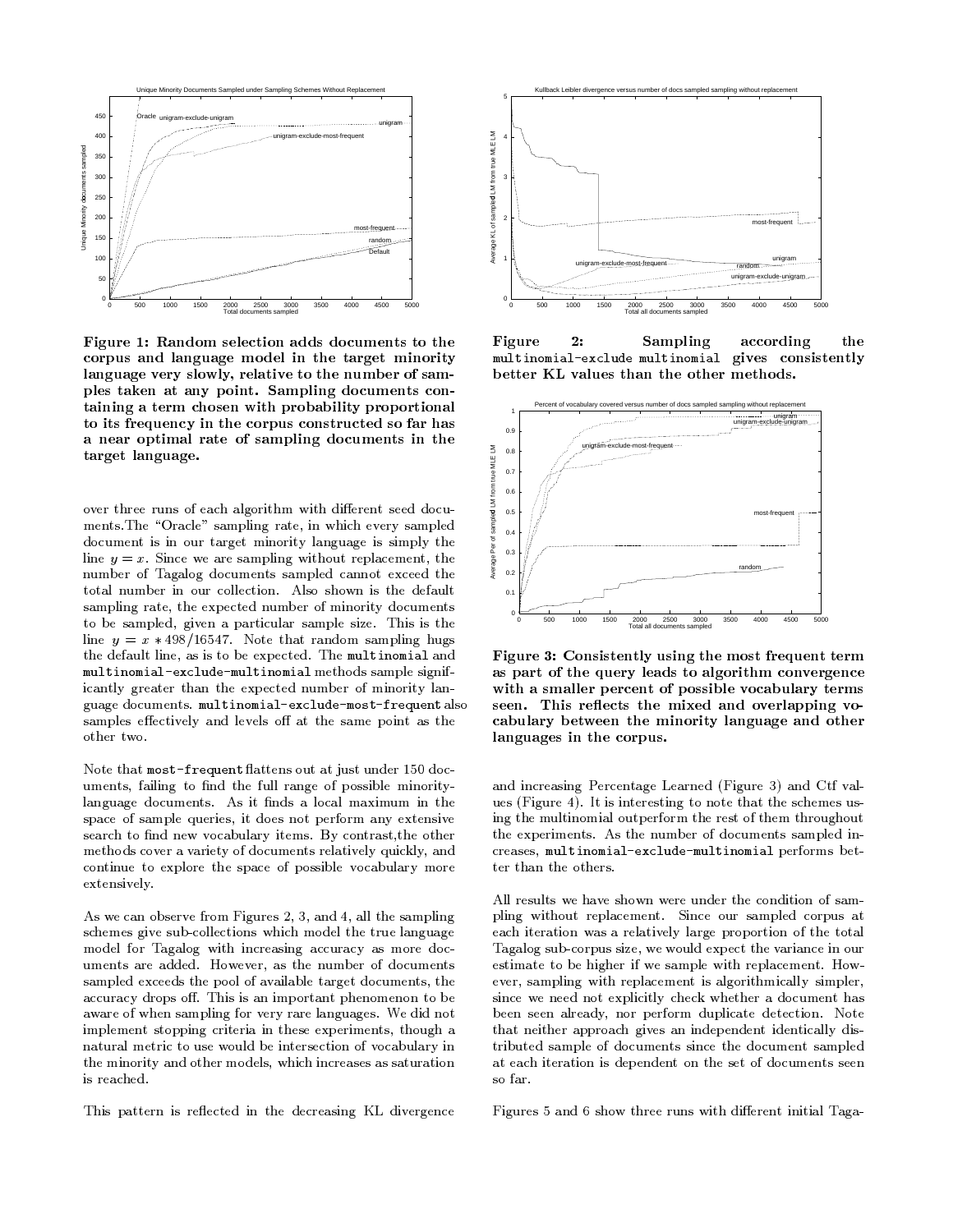**Figure 1: Random selection adds documents to the corpus and language model in the target minority language very slowly, relative to the number of samples taken at any point. Sampling documents containing a term chosen with probability proportional to its frequency in the corpus constructed so far has a near optimal rate of sampling documents in the target language.**

over three runs of each algorithm with different seed documents. The "Oracle" sampling rate, in which every sampled document is in our target minority language is simply the line $y = x$. Since we are sampling without replacement, the number of Tagalog documents sampled cannot exceed the total number in our collection. Also shown is the default sampling rate, the expected number of minority documents to be sampled, given a particular sample size. This is the line $y = x * 498/16547$. Note that random sampling hugs the default line, as is to be expected. The multinomial and multinomial-exclude-multinomial methods sample significantly greater than the expected number of minority language documents. multinomial-exclude-most-frequent also samples effectively and levels off at the same point as the other two.

Note that most-frequent flattens out at just under 150 documents, failing to find the full range of possible minority-language documents. As it finds a local maximum in the space of sample queries, it does not perform any extensive search to find new vocabulary items. By contrast, the other methods cover a variety of documents relatively quickly, and continue to explore the space of possible vocabulary more extensively.

As we can observe from Figures 2, 3, and 4, all the sampling schemes give sub-collections which model the true language model for Tagalog with increasing accuracy as more documents are added. However, as the number of documents sampled exceeds the pool of available target documents, the accuracy drops off. This is an important phenomenon to be aware of when sampling for very rare languages. We did not implement stopping criteria in these experiments, though a natural metric to use would be intersection of vocabulary in the minority and other models, which increases as saturation is reached.

This pattern is reflected in the decreasing KL divergence

**Figure 2: Sampling according the multinomial-exclude multinomial gives consistently better KL values than the other methods.**

**Figure 3: Consistently using the most frequent term as part of the query leads to algorithm convergence with a smaller percent of possible vocabulary terms seen. This reflects the mixed and overlapping vocabulary between the minority language and other languages in the corpus.**

and increasing Percentage Learned (Figure 3) and Ctf values (Figure 4). It is interesting to note that the schemes using the multinomial outperform the rest of them throughout the experiments. As the number of documents sampled increases, multinomial-exclude-multinomial performs better than the others.

All results we have shown were under the condition of sampling without replacement. Since our sampled corpus at each iteration was a relatively large proportion of the total Tagalog sub-corpus size, we would expect the variance in our estimate to be higher if we sample with replacement. However, sampling with replacement is algorithmically simpler, since we need not explicitly check whether a document has been seen already, nor perform duplicate detection. Note that neither approach gives an independent identically distributed sample of documents since the document sampled at each iteration is dependent on the set of documents seen so far.

Figures 5 and 6 show three runs with different initial Taga-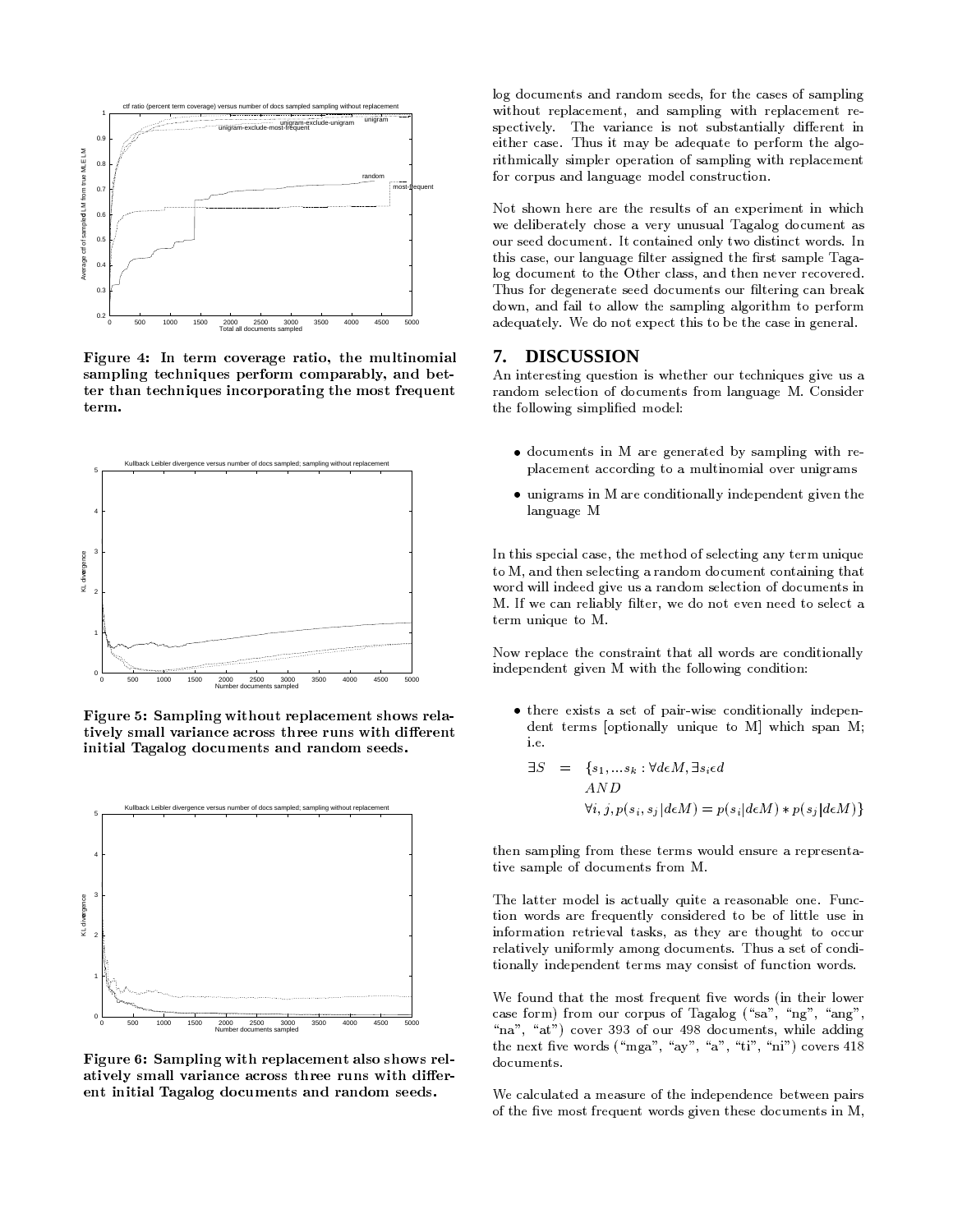Figure 4: In term coverage ratio, the multinomial sampling techniques perform comparably, and better than techniques incorporating the most frequent term.

Figure 5: Sampling without replacement shows relatively small variance across three runs with different initial Tagalog documents and random seeds.

Figure 6: Sampling with replacement also shows relatively small variance across three runs with different initial Tagalog documents and random seeds.

log documents and random seeds, for the cases of sampling without replacement, and sampling with replacement respectively. The variance is not substantially different in either case. Thus it may be adequate to perform the algorithmically simpler operation of sampling with replacement for corpus and language model construction.

Not shown here are the results of an experiment in which we deliberately chose a very unusual Tagalog document as our seed document. It contained only two distinct words. In this case, our language filter assigned the first sample Tagalog document to the Other class, and then never recovered. Thus for degenerate seed documents our filtering can break down, and fail to allow the sampling algorithm to perform adequately. We do not expect this to be the case in general.

## 7. DISCUSSION

An interesting question is whether our techniques give us a random selection of documents from language M. Consider the following simplified model:

- documents in M are generated by sampling with replacement according to a multinomial over unigrams
- unigrams in M are conditionally independent given the language M

In this special case, the method of selecting any term unique to M, and then selecting a random document containing that word will indeed give us a random selection of documents in M. If we can reliably filter, we do not even need to select a term unique to M.

Now replace the constraint that all words are conditionally independent given M with the following condition:

- there exists a set of pair-wise conditionally independent terms [optionally unique to M] which span M; i.e.

$$\begin{aligned} \exists S \;=\; & \{s_1, ... s_k : \forall d \epsilon M, \exists s_i \epsilon d \\ & AND \\ & \forall i, j, p(s_i, s_j | d \epsilon M) = p(s_i | d \epsilon M) * p(s_j | d \epsilon M)\} \end{aligned}$$

then sampling from these terms would ensure a representative sample of documents from M.

The latter model is actually quite a reasonable one. Function words are frequently considered to be of little use in information retrieval tasks, as they are thought to occur relatively uniformly among documents. Thus a set of conditionally independent terms may consist of function words.

We found that the most frequent five words (in their lower case form) from our corpus of Tagalog ("sa", "ng", "ang", "na", "at") cover 393 of our 498 documents, while adding the next five words ("mga", "ay", "a", "ti", "ni") covers 418 documents.

We calculated a measure of the independence between pairs of the five most frequent words given these documents in M,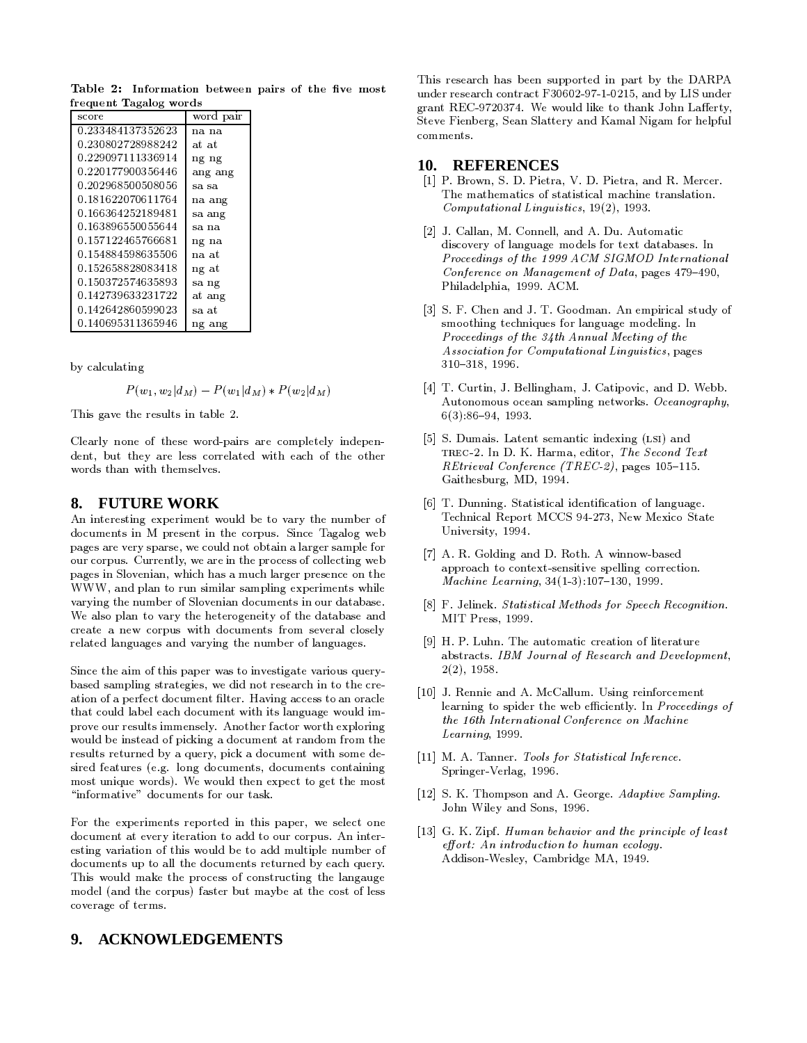Table 2: Information between pairs of the five most frequent Tagalog words

| score | word pair |
|---|---|
| 0.233484137352623 | na na |
| 0.230802728988242 | at at |
| 0.229097111336914 | ng ng |
| 0.220177900356446 | ang ang |
| 0.202968500508056 | sa sa |
| 0.181622070611764 | na ang |
| 0.166364252189481 | sa ang |
| 0.163896550055644 | sa na |
| 0.157122465766681 | ng na |
| 0.154884598635506 | na at |
| 0.152658828083418 | ng at |
| 0.150372574635893 | sa ng |
| 0.142739633231722 | at ang |
| 0.142642860599023 | sa at |
| 0.140695311365946 | ng ang |

by calculating

$$P(w_1, w_2|d_M) - P(w_1|d_M) * P(w_2|d_M)$$

This gave the results in table 2.

Clearly none of these word-pairs are completely independent, but they are less correlated with each of the other words than with themselves.

## 8. FUTURE WORK

An interesting experiment would be to vary the number of documents in M present in the corpus. Since Tagalog web pages are very sparse, we could not obtain a larger sample for our corpus. Currently, we are in the process of collecting web pages in Slovenian, which has a much larger presence on the WWW, and plan to run similar sampling experiments while varying the number of Slovenian documents in our database. We also plan to vary the heterogeneity of the database and create a new corpus with documents from several closely related languages and varying the number of languages.

Since the aim of this paper was to investigate various query-based sampling strategies, we did not research in to the creation of a perfect document filter. Having access to an oracle that could label each document with its language would improve our results immensely. Another factor worth exploring would be instead of picking a document at random from the results returned by a query, pick a document with some desired features (e.g. long documents, documents containing most unique words). We would then expect to get the most "informative" documents for our task.

For the experiments reported in this paper, we select one document at every iteration to add to our corpus. An interesting variation of this would be to add multiple number of documents up to all the documents returned by each query. This would make the process of constructing the langauge model (and the corpus) faster but maybe at the cost of less coverage of terms.

## 9. ACKNOWLEDGEMENTS

This research has been supported in part by the DARPA under research contract F30602-97-1-0215, and by LIS under grant REC-9720374. We would like to thank John Lafferty, Steve Fienberg, Sean Slattery and Kamal Nigam for helpful comments.

## 10. REFERENCES

[1] P. Brown, S. D. Pietra, V. D. Pietra, and R. Mercer. The mathematics of statistical machine translation. *Computational Linguistics*, 19(2), 1993.

[2] J. Callan, M. Connell, and A. Du. Automatic discovery of language models for text databases. In *Proceedings of the 1999 ACM SIGMOD International Conference on Management of Data*, pages 479–490, Philadelphia, 1999. ACM.

[3] S. F. Chen and J. T. Goodman. An empirical study of smoothing techniques for language modeling. In *Proceedings of the 34th Annual Meeting of the Association for Computational Linguistics*, pages 310–318, 1996.

[4] T. Curtin, J. Bellingham, J. Catipovic, and D. Webb. Autonomous ocean sampling networks. *Oceanography*, 6(3):86–94, 1993.

[5] S. Dumais. Latent semantic indexing (LSI) and TREC-2. In D. K. Harma, editor, *The Second Text REtrieval Conference (TREC-2)*, pages 105–115. Gaithesburg, MD, 1994.

[6] T. Dunning. Statistical identification of language. Technical Report MCCS 94-273, New Mexico State University, 1994.

[7] A. R. Golding and D. Roth. A winnow-based approach to context-sensitive spelling correction. *Machine Learning*, 34(1-3):107–130, 1999.

[8] F. Jelinek. *Statistical Methods for Speech Recognition.* MIT Press, 1999.

[9] H. P. Luhn. The automatic creation of literature abstracts. *IBM Journal of Research and Development*, 2(2), 1958.

[10] J. Rennie and A. McCallum. Using reinforcement learning to spider the web efficiently. In *Proceedings of the 16th International Conference on Machine Learning*, 1999.

[11] M. A. Tanner. *Tools for Statistical Inference.* Springer-Verlag, 1996.

[12] S. K. Thompson and A. George. *Adaptive Sampling.* John Wiley and Sons, 1996.

[13] G. K. Zipf. *Human behavior and the principle of least effort: An introduction to human ecology.* Addison-Wesley, Cambridge MA, 1949.